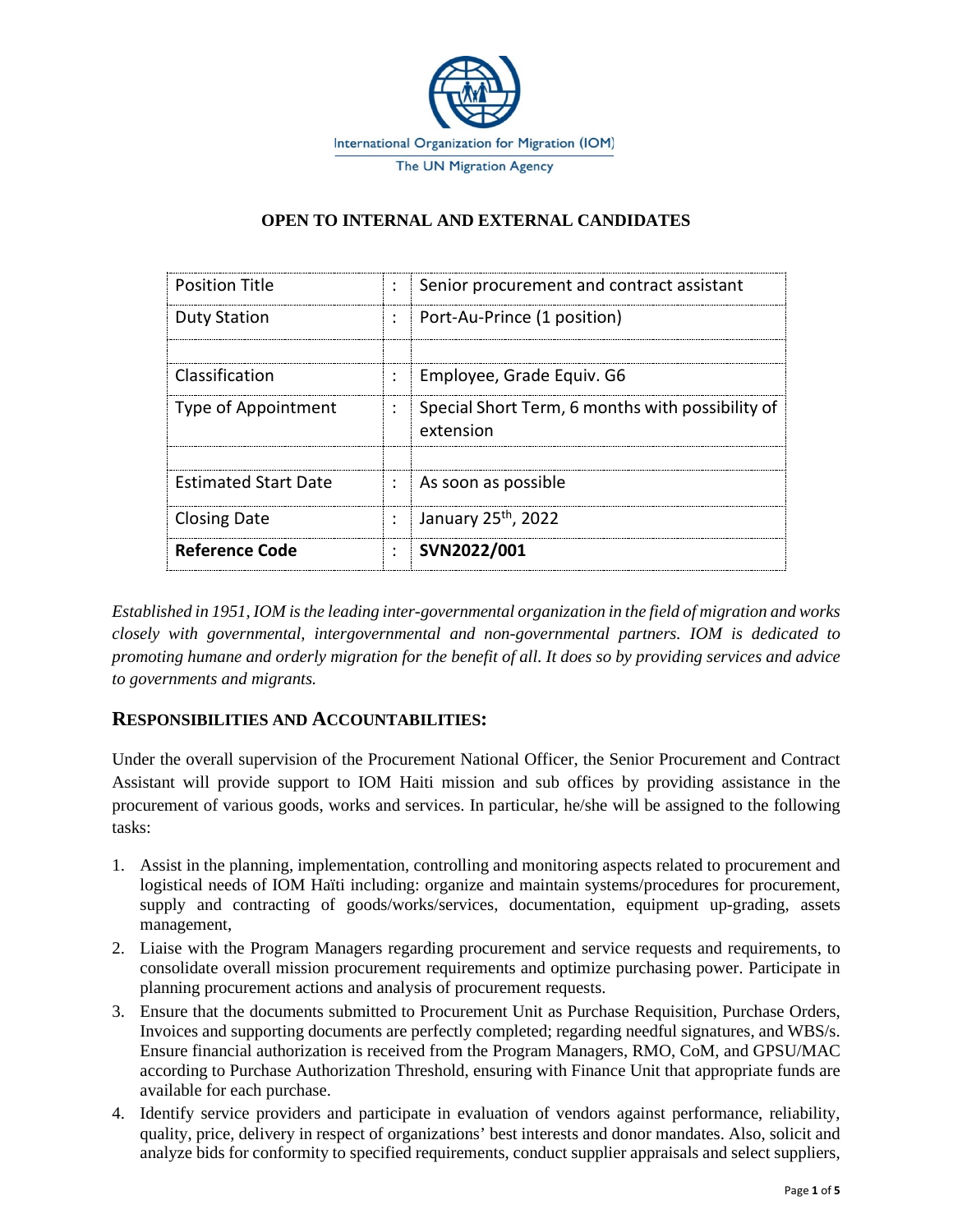International Organization for Migration (IOM)

The UN Migration Agency

**OPEN TO INTERNAL AND EXTERNAL CANDIDATES**

| | | |
|---|---|---|
| Position Title | : | Senior procurement and contract assistant |
| Duty Station | : | Port-Au-Prince (1 position) |
| | | |
| Classification | : | Employee, Grade Equiv. G6 |
| Type of Appointment | : | Special Short Term, 6 months with possibility of extension |
| | | |
| Estimated Start Date | : | As soon as possible |
| Closing Date | : | January 25th, 2022 |
| **Reference Code** | : | **SVN2022/001** |

*Established in 1951, IOM is the leading inter-governmental organization in the field of migration and works closely with governmental, intergovernmental and non-governmental partners. IOM is dedicated to promoting humane and orderly migration for the benefit of all. It does so by providing services and advice to governments and migrants.*

## RESPONSIBILITIES AND ACCOUNTABILITIES:

Under the overall supervision of the Procurement National Officer, the Senior Procurement and Contract Assistant will provide support to IOM Haiti mission and sub offices by providing assistance in the procurement of various goods, works and services. In particular, he/she will be assigned to the following tasks:

1. Assist in the planning, implementation, controlling and monitoring aspects related to procurement and logistical needs of IOM Haïti including: organize and maintain systems/procedures for procurement, supply and contracting of goods/works/services, documentation, equipment up-grading, assets management,
2. Liaise with the Program Managers regarding procurement and service requests and requirements, to consolidate overall mission procurement requirements and optimize purchasing power. Participate in planning procurement actions and analysis of procurement requests.
3. Ensure that the documents submitted to Procurement Unit as Purchase Requisition, Purchase Orders, Invoices and supporting documents are perfectly completed; regarding needful signatures, and WBS/s. Ensure financial authorization is received from the Program Managers, RMO, CoM, and GPSU/MAC according to Purchase Authorization Threshold, ensuring with Finance Unit that appropriate funds are available for each purchase.
4. Identify service providers and participate in evaluation of vendors against performance, reliability, quality, price, delivery in respect of organizations' best interests and donor mandates. Also, solicit and analyze bids for conformity to specified requirements, conduct supplier appraisals and select suppliers,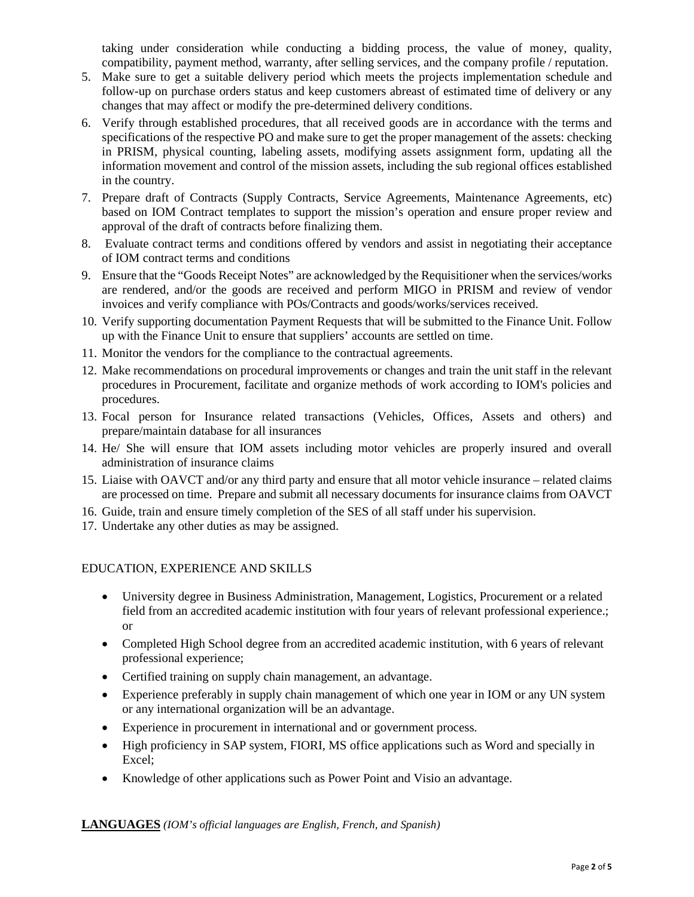taking under consideration while conducting a bidding process, the value of money, quality, compatibility, payment method, warranty, after selling services, and the company profile / reputation.

5. Make sure to get a suitable delivery period which meets the projects implementation schedule and follow-up on purchase orders status and keep customers abreast of estimated time of delivery or any changes that may affect or modify the pre-determined delivery conditions.
6. Verify through established procedures, that all received goods are in accordance with the terms and specifications of the respective PO and make sure to get the proper management of the assets: checking in PRISM, physical counting, labeling assets, modifying assets assignment form, updating all the information movement and control of the mission assets, including the sub regional offices established in the country.
7. Prepare draft of Contracts (Supply Contracts, Service Agreements, Maintenance Agreements, etc) based on IOM Contract templates to support the mission's operation and ensure proper review and approval of the draft of contracts before finalizing them.
8. Evaluate contract terms and conditions offered by vendors and assist in negotiating their acceptance of IOM contract terms and conditions
9. Ensure that the "Goods Receipt Notes" are acknowledged by the Requisitioner when the services/works are rendered, and/or the goods are received and perform MIGO in PRISM and review of vendor invoices and verify compliance with POs/Contracts and goods/works/services received.
10. Verify supporting documentation Payment Requests that will be submitted to the Finance Unit. Follow up with the Finance Unit to ensure that suppliers' accounts are settled on time.
11. Monitor the vendors for the compliance to the contractual agreements.
12. Make recommendations on procedural improvements or changes and train the unit staff in the relevant procedures in Procurement, facilitate and organize methods of work according to IOM's policies and procedures.
13. Focal person for Insurance related transactions (Vehicles, Offices, Assets and others) and prepare/maintain database for all insurances
14. He/ She will ensure that IOM assets including motor vehicles are properly insured and overall administration of insurance claims
15. Liaise with OAVCT and/or any third party and ensure that all motor vehicle insurance – related claims are processed on time. Prepare and submit all necessary documents for insurance claims from OAVCT
16. Guide, train and ensure timely completion of the SES of all staff under his supervision.
17. Undertake any other duties as may be assigned.

EDUCATION, EXPERIENCE AND SKILLS

- University degree in Business Administration, Management, Logistics, Procurement or a related field from an accredited academic institution with four years of relevant professional experience.; or
- Completed High School degree from an accredited academic institution, with 6 years of relevant professional experience;
- Certified training on supply chain management, an advantage.
- Experience preferably in supply chain management of which one year in IOM or any UN system or any international organization will be an advantage.
- Experience in procurement in international and or government process.
- High proficiency in SAP system, FIORI, MS office applications such as Word and specially in Excel;
- Knowledge of other applications such as Power Point and Visio an advantage.

**LANGUAGES** *(IOM's official languages are English, French, and Spanish)*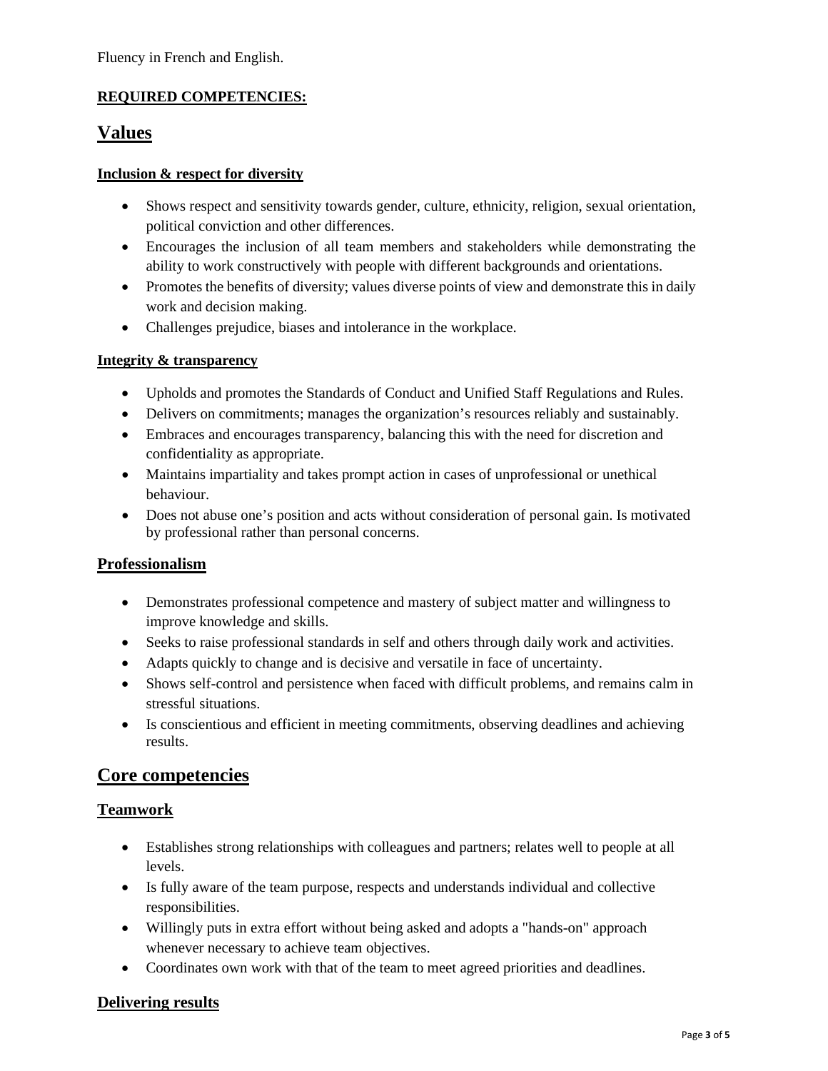Fluency in French and English.

**REQUIRED COMPETENCIES:**

## Values

### Inclusion & respect for diversity

- Shows respect and sensitivity towards gender, culture, ethnicity, religion, sexual orientation, political conviction and other differences.
- Encourages the inclusion of all team members and stakeholders while demonstrating the ability to work constructively with people with different backgrounds and orientations.
- Promotes the benefits of diversity; values diverse points of view and demonstrate this in daily work and decision making.
- Challenges prejudice, biases and intolerance in the workplace.

### Integrity & transparency

- Upholds and promotes the Standards of Conduct and Unified Staff Regulations and Rules.
- Delivers on commitments; manages the organization's resources reliably and sustainably.
- Embraces and encourages transparency, balancing this with the need for discretion and confidentiality as appropriate.
- Maintains impartiality and takes prompt action in cases of unprofessional or unethical behaviour.
- Does not abuse one's position and acts without consideration of personal gain. Is motivated by professional rather than personal concerns.

### Professionalism

- Demonstrates professional competence and mastery of subject matter and willingness to improve knowledge and skills.
- Seeks to raise professional standards in self and others through daily work and activities.
- Adapts quickly to change and is decisive and versatile in face of uncertainty.
- Shows self-control and persistence when faced with difficult problems, and remains calm in stressful situations.
- Is conscientious and efficient in meeting commitments, observing deadlines and achieving results.

## Core competencies

### Teamwork

- Establishes strong relationships with colleagues and partners; relates well to people at all levels.
- Is fully aware of the team purpose, respects and understands individual and collective responsibilities.
- Willingly puts in extra effort without being asked and adopts a "hands-on" approach whenever necessary to achieve team objectives.
- Coordinates own work with that of the team to meet agreed priorities and deadlines.

### Delivering results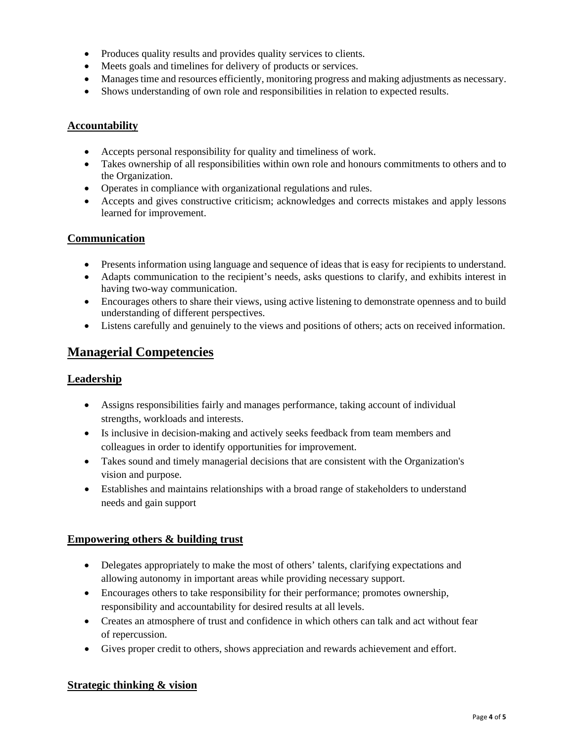- Produces quality results and provides quality services to clients.
- Meets goals and timelines for delivery of products or services.
- Manages time and resources efficiently, monitoring progress and making adjustments as necessary.
- Shows understanding of own role and responsibilities in relation to expected results.

### Accountability

- Accepts personal responsibility for quality and timeliness of work.
- Takes ownership of all responsibilities within own role and honours commitments to others and to the Organization.
- Operates in compliance with organizational regulations and rules.
- Accepts and gives constructive criticism; acknowledges and corrects mistakes and apply lessons learned for improvement.

### Communication

- Presents information using language and sequence of ideas that is easy for recipients to understand.
- Adapts communication to the recipient's needs, asks questions to clarify, and exhibits interest in having two-way communication.
- Encourages others to share their views, using active listening to demonstrate openness and to build understanding of different perspectives.
- Listens carefully and genuinely to the views and positions of others; acts on received information.

## Managerial Competencies

### Leadership

- Assigns responsibilities fairly and manages performance, taking account of individual strengths, workloads and interests.
- Is inclusive in decision-making and actively seeks feedback from team members and colleagues in order to identify opportunities for improvement.
- Takes sound and timely managerial decisions that are consistent with the Organization's vision and purpose.
- Establishes and maintains relationships with a broad range of stakeholders to understand needs and gain support

### Empowering others & building trust

- Delegates appropriately to make the most of others' talents, clarifying expectations and allowing autonomy in important areas while providing necessary support.
- Encourages others to take responsibility for their performance; promotes ownership, responsibility and accountability for desired results at all levels.
- Creates an atmosphere of trust and confidence in which others can talk and act without fear of repercussion.
- Gives proper credit to others, shows appreciation and rewards achievement and effort.

### Strategic thinking & vision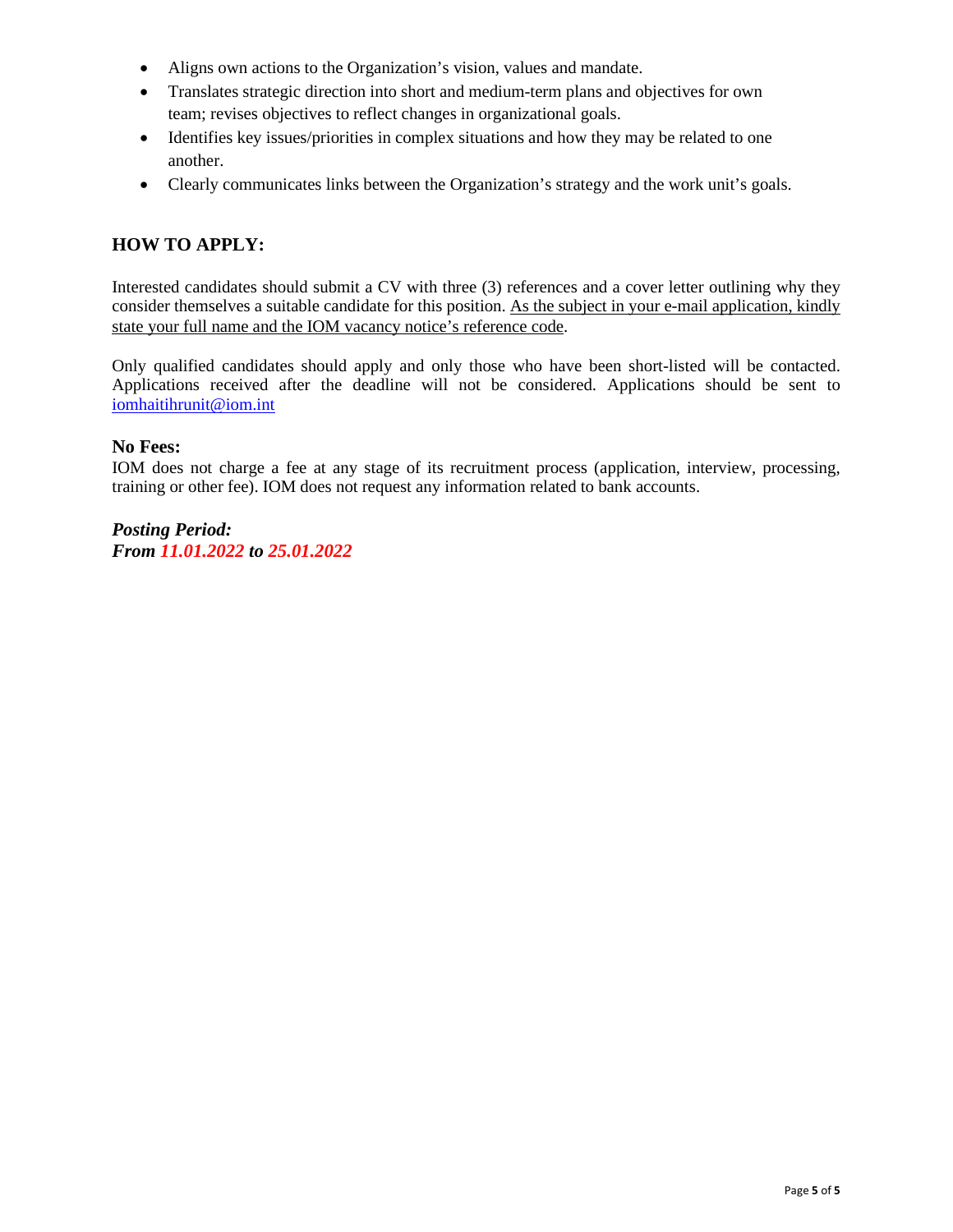- Aligns own actions to the Organization's vision, values and mandate.
- Translates strategic direction into short and medium-term plans and objectives for own team; revises objectives to reflect changes in organizational goals.
- Identifies key issues/priorities in complex situations and how they may be related to one another.
- Clearly communicates links between the Organization's strategy and the work unit's goals.

## HOW TO APPLY:

Interested candidates should submit a CV with three (3) references and a cover letter outlining why they consider themselves a suitable candidate for this position. As the subject in your e-mail application, kindly state your full name and the IOM vacancy notice's reference code.

Only qualified candidates should apply and only those who have been short-listed will be contacted. Applications received after the deadline will not be considered. Applications should be sent to iomhaitihrunit@iom.int

**No Fees:**
IOM does not charge a fee at any stage of its recruitment process (application, interview, processing, training or other fee). IOM does not request any information related to bank accounts.

***Posting Period:***
***From 11.01.2022 to 25.01.2022***